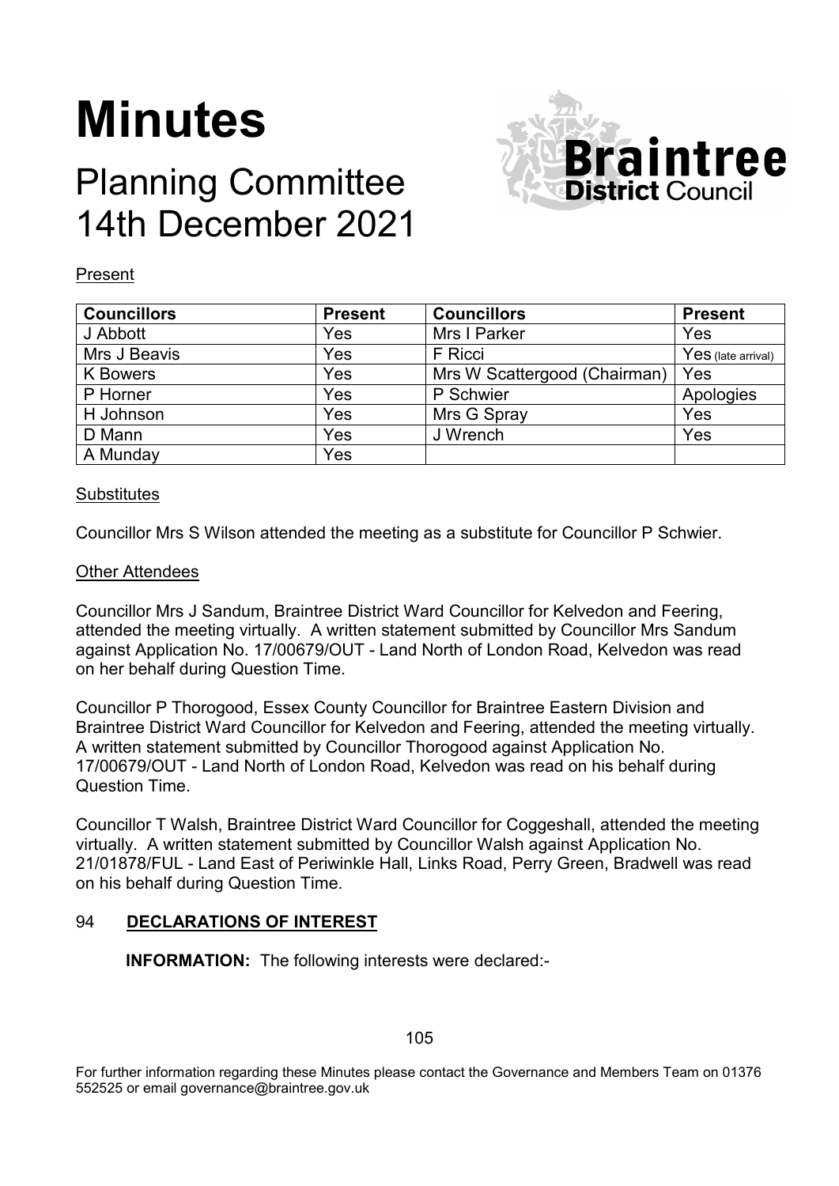# Minutes

## Planning Committee
## 14th December 2021

Present

| Councillors | Present | Councillors | Present |
|---|---|---|---|
| J Abbott | Yes | Mrs I Parker | Yes |
| Mrs J Beavis | Yes | F Ricci | Yes (late arrival) |
| K Bowers | Yes | Mrs W Scattergood (Chairman) | Yes |
| P Horner | Yes | P Schwier | Apologies |
| H Johnson | Yes | Mrs G Spray | Yes |
| D Mann | Yes | J Wrench | Yes |
| A Munday | Yes | | |

Substitutes

Councillor Mrs S Wilson attended the meeting as a substitute for Councillor P Schwier.

Other Attendees

Councillor Mrs J Sandum, Braintree District Ward Councillor for Kelvedon and Feering, attended the meeting virtually. A written statement submitted by Councillor Mrs Sandum against Application No. 17/00679/OUT - Land North of London Road, Kelvedon was read on her behalf during Question Time.

Councillor P Thorogood, Essex County Councillor for Braintree Eastern Division and Braintree District Ward Councillor for Kelvedon and Feering, attended the meeting virtually. A written statement submitted by Councillor Thorogood against Application No. 17/00679/OUT - Land North of London Road, Kelvedon was read on his behalf during Question Time.

Councillor T Walsh, Braintree District Ward Councillor for Coggeshall, attended the meeting virtually. A written statement submitted by Councillor Walsh against Application No. 21/01878/FUL - Land East of Periwinkle Hall, Links Road, Perry Green, Bradwell was read on his behalf during Question Time.

94 **DECLARATIONS OF INTEREST**

**INFORMATION:** The following interests were declared:-

For further information regarding these Minutes please contact the Governance and Members Team on 01376 552525 or email governance@braintree.gov.uk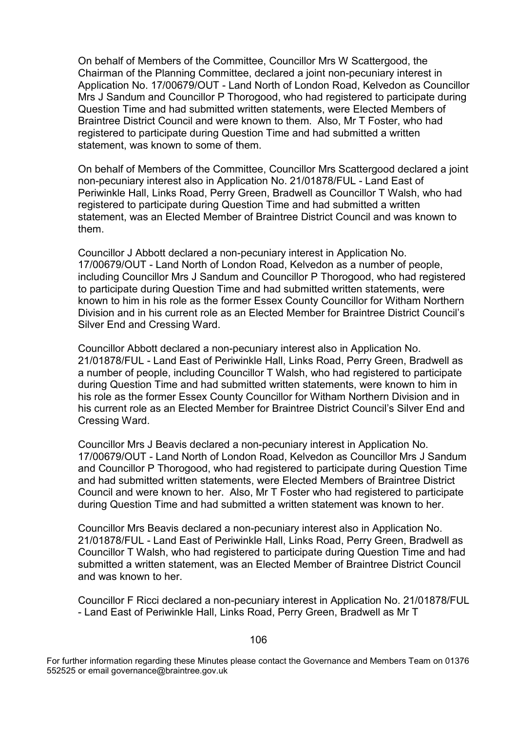On behalf of Members of the Committee, Councillor Mrs W Scattergood, the Chairman of the Planning Committee, declared a joint non-pecuniary interest in Application No. 17/00679/OUT - Land North of London Road, Kelvedon as Councillor Mrs J Sandum and Councillor P Thorogood, who had registered to participate during Question Time and had submitted written statements, were Elected Members of Braintree District Council and were known to them. Also, Mr T Foster, who had registered to participate during Question Time and had submitted a written statement, was known to some of them.

On behalf of Members of the Committee, Councillor Mrs Scattergood declared a joint non-pecuniary interest also in Application No. 21/01878/FUL - Land East of Periwinkle Hall, Links Road, Perry Green, Bradwell as Councillor T Walsh, who had registered to participate during Question Time and had submitted a written statement, was an Elected Member of Braintree District Council and was known to them.

Councillor J Abbott declared a non-pecuniary interest in Application No. 17/00679/OUT - Land North of London Road, Kelvedon as a number of people, including Councillor Mrs J Sandum and Councillor P Thorogood, who had registered to participate during Question Time and had submitted written statements, were known to him in his role as the former Essex County Councillor for Witham Northern Division and in his current role as an Elected Member for Braintree District Council's Silver End and Cressing Ward.

Councillor Abbott declared a non-pecuniary interest also in Application No. 21/01878/FUL - Land East of Periwinkle Hall, Links Road, Perry Green, Bradwell as a number of people, including Councillor T Walsh, who had registered to participate during Question Time and had submitted written statements, were known to him in his role as the former Essex County Councillor for Witham Northern Division and in his current role as an Elected Member for Braintree District Council's Silver End and Cressing Ward.

Councillor Mrs J Beavis declared a non-pecuniary interest in Application No. 17/00679/OUT - Land North of London Road, Kelvedon as Councillor Mrs J Sandum and Councillor P Thorogood, who had registered to participate during Question Time and had submitted written statements, were Elected Members of Braintree District Council and were known to her. Also, Mr T Foster who had registered to participate during Question Time and had submitted a written statement was known to her.

Councillor Mrs Beavis declared a non-pecuniary interest also in Application No. 21/01878/FUL - Land East of Periwinkle Hall, Links Road, Perry Green, Bradwell as Councillor T Walsh, who had registered to participate during Question Time and had submitted a written statement, was an Elected Member of Braintree District Council and was known to her.

Councillor F Ricci declared a non-pecuniary interest in Application No. 21/01878/FUL - Land East of Periwinkle Hall, Links Road, Perry Green, Bradwell as Mr T

For further information regarding these Minutes please contact the Governance and Members Team on 01376 552525 or email governance@braintree.gov.uk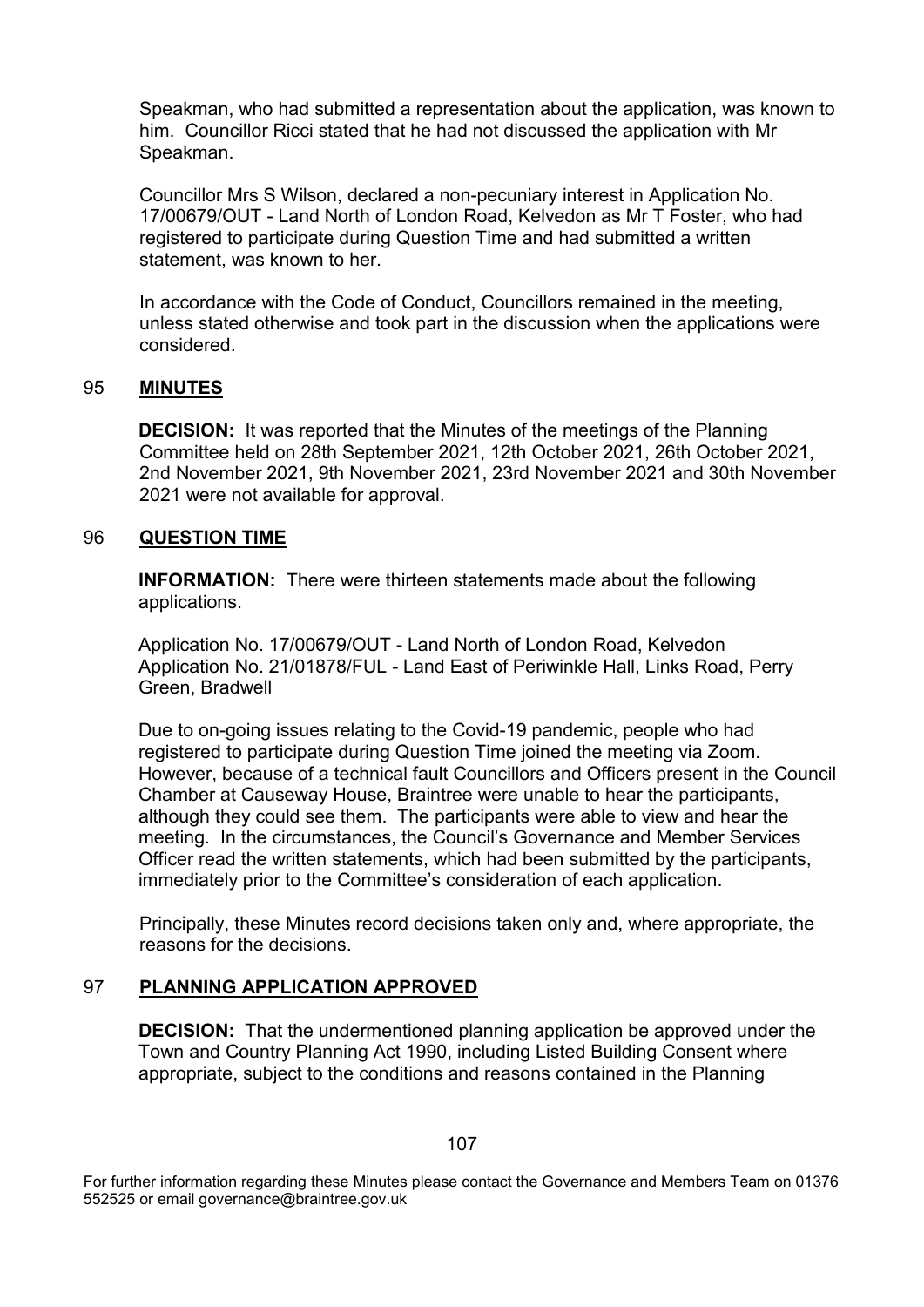Speakman, who had submitted a representation about the application, was known to him. Councillor Ricci stated that he had not discussed the application with Mr Speakman.

Councillor Mrs S Wilson, declared a non-pecuniary interest in Application No. 17/00679/OUT - Land North of London Road, Kelvedon as Mr T Foster, who had registered to participate during Question Time and had submitted a written statement, was known to her.

In accordance with the Code of Conduct, Councillors remained in the meeting, unless stated otherwise and took part in the discussion when the applications were considered.

## 95 **MINUTES**

**DECISION:** It was reported that the Minutes of the meetings of the Planning Committee held on 28th September 2021, 12th October 2021, 26th October 2021, 2nd November 2021, 9th November 2021, 23rd November 2021 and 30th November 2021 were not available for approval.

## 96 **QUESTION TIME**

**INFORMATION:** There were thirteen statements made about the following applications.

Application No. 17/00679/OUT - Land North of London Road, Kelvedon
Application No. 21/01878/FUL - Land East of Periwinkle Hall, Links Road, Perry Green, Bradwell

Due to on-going issues relating to the Covid-19 pandemic, people who had registered to participate during Question Time joined the meeting via Zoom. However, because of a technical fault Councillors and Officers present in the Council Chamber at Causeway House, Braintree were unable to hear the participants, although they could see them. The participants were able to view and hear the meeting. In the circumstances, the Council's Governance and Member Services Officer read the written statements, which had been submitted by the participants, immediately prior to the Committee's consideration of each application.

Principally, these Minutes record decisions taken only and, where appropriate, the reasons for the decisions.

## 97 **PLANNING APPLICATION APPROVED**

**DECISION:** That the undermentioned planning application be approved under the Town and Country Planning Act 1990, including Listed Building Consent where appropriate, subject to the conditions and reasons contained in the Planning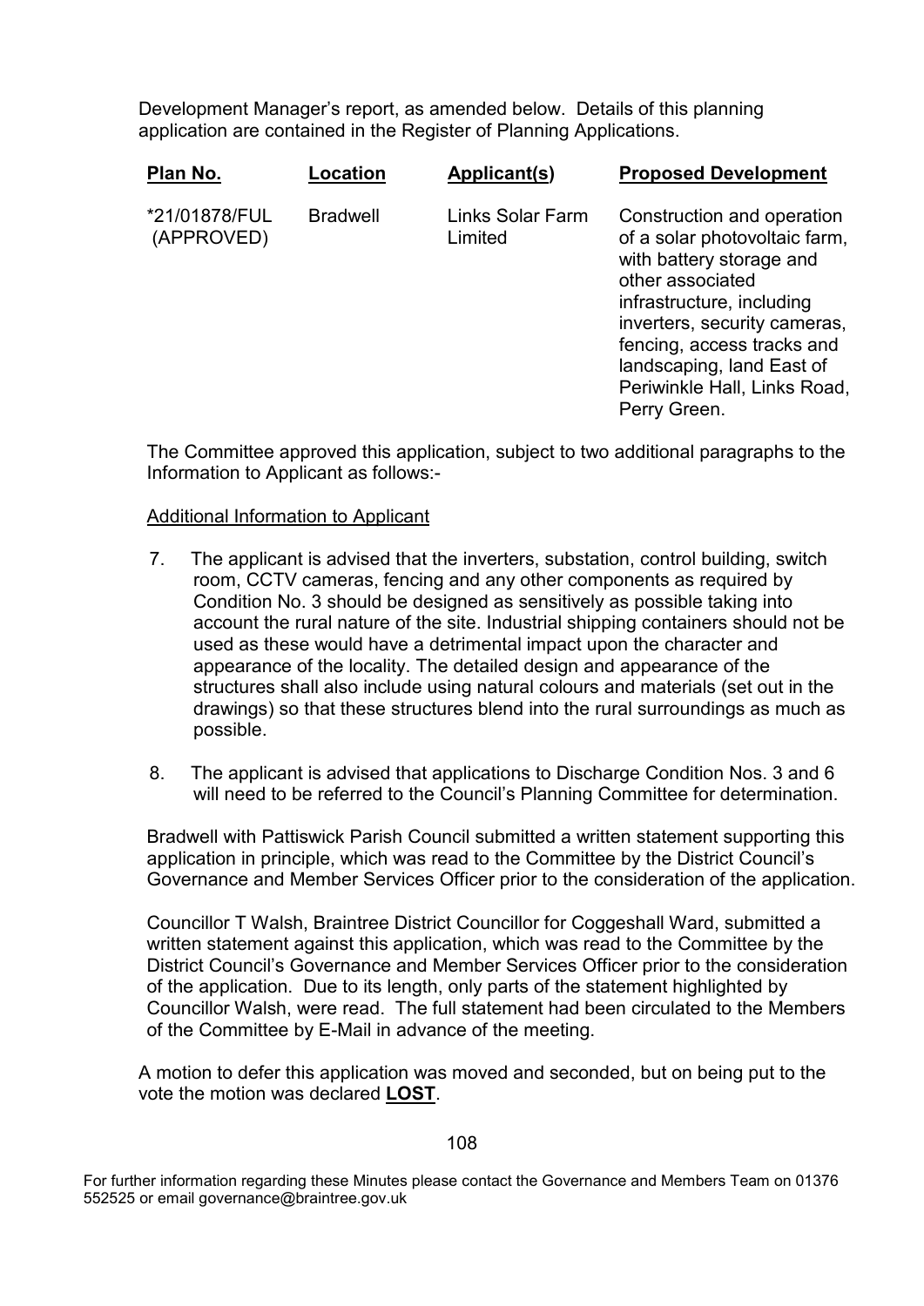Development Manager's report, as amended below. Details of this planning application are contained in the Register of Planning Applications.

| **Plan No.** | **Location** | **Applicant(s)** | **Proposed Development** |
|---|---|---|---|
| *21/01878/FUL (APPROVED) | Bradwell | Links Solar Farm Limited | Construction and operation of a solar photovoltaic farm, with battery storage and other associated infrastructure, including inverters, security cameras, fencing, access tracks and landscaping, land East of Periwinkle Hall, Links Road, Perry Green. |

The Committee approved this application, subject to two additional paragraphs to the Information to Applicant as follows:-

Additional Information to Applicant

7. The applicant is advised that the inverters, substation, control building, switch room, CCTV cameras, fencing and any other components as required by Condition No. 3 should be designed as sensitively as possible taking into account the rural nature of the site. Industrial shipping containers should not be used as these would have a detrimental impact upon the character and appearance of the locality. The detailed design and appearance of the structures shall also include using natural colours and materials (set out in the drawings) so that these structures blend into the rural surroundings as much as possible.

8. The applicant is advised that applications to Discharge Condition Nos. 3 and 6 will need to be referred to the Council's Planning Committee for determination.

Bradwell with Pattiswick Parish Council submitted a written statement supporting this application in principle, which was read to the Committee by the District Council's Governance and Member Services Officer prior to the consideration of the application.

Councillor T Walsh, Braintree District Councillor for Coggeshall Ward, submitted a written statement against this application, which was read to the Committee by the District Council's Governance and Member Services Officer prior to the consideration of the application. Due to its length, only parts of the statement highlighted by Councillor Walsh, were read. The full statement had been circulated to the Members of the Committee by E-Mail in advance of the meeting.

A motion to defer this application was moved and seconded, but on being put to the vote the motion was declared **LOST**.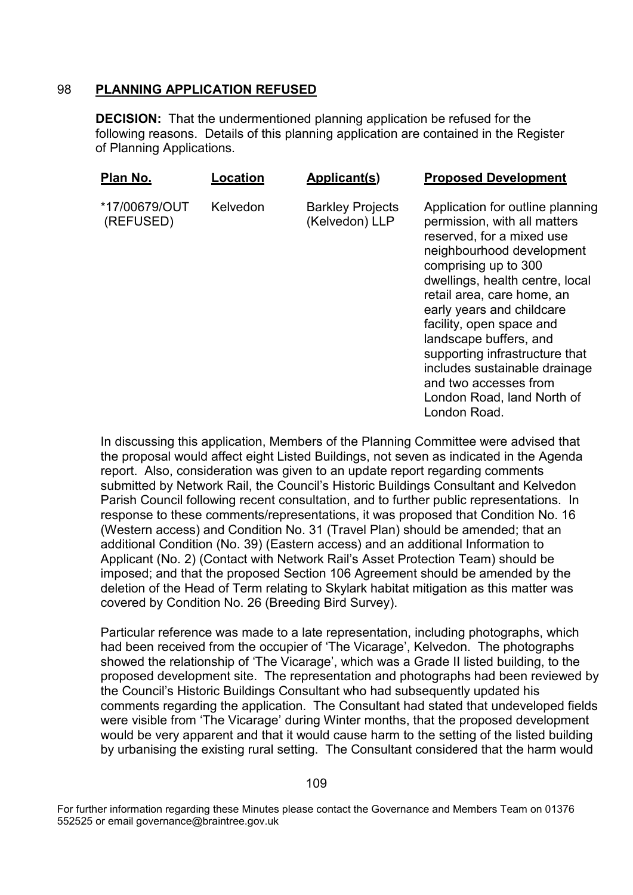## 98 **PLANNING APPLICATION REFUSED**

**DECISION:** That the undermentioned planning application be refused for the following reasons. Details of this planning application are contained in the Register of Planning Applications.

| Plan No. | Location | Applicant(s) | Proposed Development |
|---|---|---|---|
| *17/00679/OUT (REFUSED) | Kelvedon | Barkley Projects (Kelvedon) LLP | Application for outline planning permission, with all matters reserved, for a mixed use neighbourhood development comprising up to 300 dwellings, health centre, local retail area, care home, an early years and childcare facility, open space and landscape buffers, and supporting infrastructure that includes sustainable drainage and two accesses from London Road, land North of London Road. |

In discussing this application, Members of the Planning Committee were advised that the proposal would affect eight Listed Buildings, not seven as indicated in the Agenda report. Also, consideration was given to an update report regarding comments submitted by Network Rail, the Council's Historic Buildings Consultant and Kelvedon Parish Council following recent consultation, and to further public representations. In response to these comments/representations, it was proposed that Condition No. 16 (Western access) and Condition No. 31 (Travel Plan) should be amended; that an additional Condition (No. 39) (Eastern access) and an additional Information to Applicant (No. 2) (Contact with Network Rail's Asset Protection Team) should be imposed; and that the proposed Section 106 Agreement should be amended by the deletion of the Head of Term relating to Skylark habitat mitigation as this matter was covered by Condition No. 26 (Breeding Bird Survey).

Particular reference was made to a late representation, including photographs, which had been received from the occupier of 'The Vicarage', Kelvedon. The photographs showed the relationship of 'The Vicarage', which was a Grade II listed building, to the proposed development site. The representation and photographs had been reviewed by the Council's Historic Buildings Consultant who had subsequently updated his comments regarding the application. The Consultant had stated that undeveloped fields were visible from 'The Vicarage' during Winter months, that the proposed development would be very apparent and that it would cause harm to the setting of the listed building by urbanising the existing rural setting. The Consultant considered that the harm would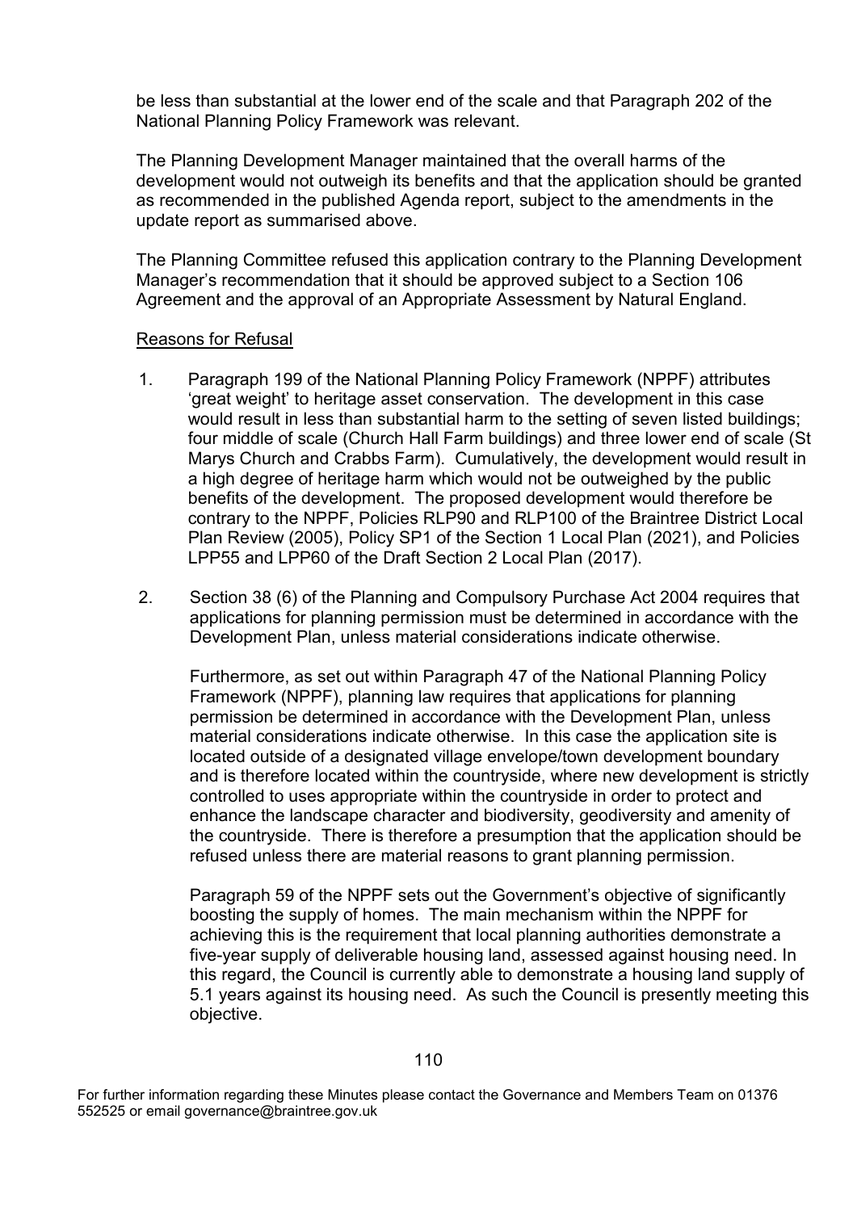be less than substantial at the lower end of the scale and that Paragraph 202 of the National Planning Policy Framework was relevant.

The Planning Development Manager maintained that the overall harms of the development would not outweigh its benefits and that the application should be granted as recommended in the published Agenda report, subject to the amendments in the update report as summarised above.

The Planning Committee refused this application contrary to the Planning Development Manager's recommendation that it should be approved subject to a Section 106 Agreement and the approval of an Appropriate Assessment by Natural England.

Reasons for Refusal

1. Paragraph 199 of the National Planning Policy Framework (NPPF) attributes 'great weight' to heritage asset conservation. The development in this case would result in less than substantial harm to the setting of seven listed buildings; four middle of scale (Church Hall Farm buildings) and three lower end of scale (St Marys Church and Crabbs Farm). Cumulatively, the development would result in a high degree of heritage harm which would not be outweighed by the public benefits of the development. The proposed development would therefore be contrary to the NPPF, Policies RLP90 and RLP100 of the Braintree District Local Plan Review (2005), Policy SP1 of the Section 1 Local Plan (2021), and Policies LPP55 and LPP60 of the Draft Section 2 Local Plan (2017).

2. Section 38 (6) of the Planning and Compulsory Purchase Act 2004 requires that applications for planning permission must be determined in accordance with the Development Plan, unless material considerations indicate otherwise.

   Furthermore, as set out within Paragraph 47 of the National Planning Policy Framework (NPPF), planning law requires that applications for planning permission be determined in accordance with the Development Plan, unless material considerations indicate otherwise. In this case the application site is located outside of a designated village envelope/town development boundary and is therefore located within the countryside, where new development is strictly controlled to uses appropriate within the countryside in order to protect and enhance the landscape character and biodiversity, geodiversity and amenity of the countryside. There is therefore a presumption that the application should be refused unless there are material reasons to grant planning permission.

   Paragraph 59 of the NPPF sets out the Government's objective of significantly boosting the supply of homes. The main mechanism within the NPPF for achieving this is the requirement that local planning authorities demonstrate a five-year supply of deliverable housing land, assessed against housing need. In this regard, the Council is currently able to demonstrate a housing land supply of 5.1 years against its housing need. As such the Council is presently meeting this objective.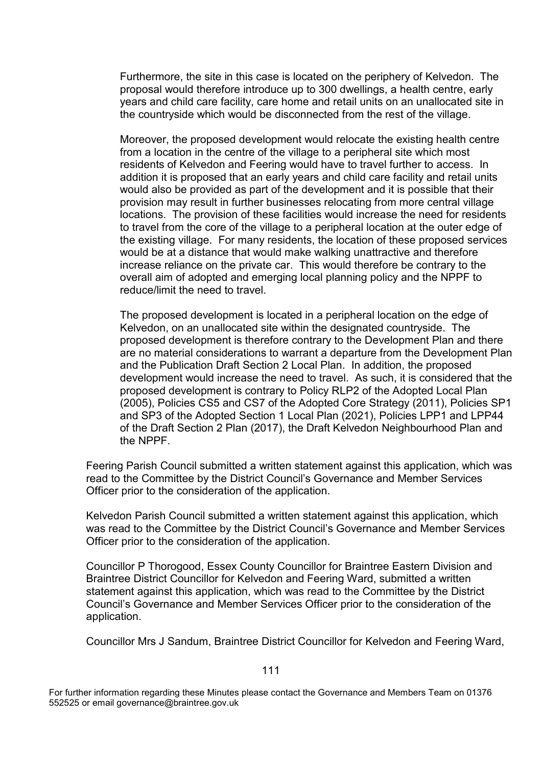Furthermore, the site in this case is located on the periphery of Kelvedon. The proposal would therefore introduce up to 300 dwellings, a health centre, early years and child care facility, care home and retail units on an unallocated site in the countryside which would be disconnected from the rest of the village.

Moreover, the proposed development would relocate the existing health centre from a location in the centre of the village to a peripheral site which most residents of Kelvedon and Feering would have to travel further to access. In addition it is proposed that an early years and child care facility and retail units would also be provided as part of the development and it is possible that their provision may result in further businesses relocating from more central village locations. The provision of these facilities would increase the need for residents to travel from the core of the village to a peripheral location at the outer edge of the existing village. For many residents, the location of these proposed services would be at a distance that would make walking unattractive and therefore increase reliance on the private car. This would therefore be contrary to the overall aim of adopted and emerging local planning policy and the NPPF to reduce/limit the need to travel.

The proposed development is located in a peripheral location on the edge of Kelvedon, on an unallocated site within the designated countryside. The proposed development is therefore contrary to the Development Plan and there are no material considerations to warrant a departure from the Development Plan and the Publication Draft Section 2 Local Plan. In addition, the proposed development would increase the need to travel. As such, it is considered that the proposed development is contrary to Policy RLP2 of the Adopted Local Plan (2005), Policies CS5 and CS7 of the Adopted Core Strategy (2011), Policies SP1 and SP3 of the Adopted Section 1 Local Plan (2021), Policies LPP1 and LPP44 of the Draft Section 2 Plan (2017), the Draft Kelvedon Neighbourhood Plan and the NPPF.

Feering Parish Council submitted a written statement against this application, which was read to the Committee by the District Council's Governance and Member Services Officer prior to the consideration of the application.

Kelvedon Parish Council submitted a written statement against this application, which was read to the Committee by the District Council's Governance and Member Services Officer prior to the consideration of the application.

Councillor P Thorogood, Essex County Councillor for Braintree Eastern Division and Braintree District Councillor for Kelvedon and Feering Ward, submitted a written statement against this application, which was read to the Committee by the District Council's Governance and Member Services Officer prior to the consideration of the application.

Councillor Mrs J Sandum, Braintree District Councillor for Kelvedon and Feering Ward,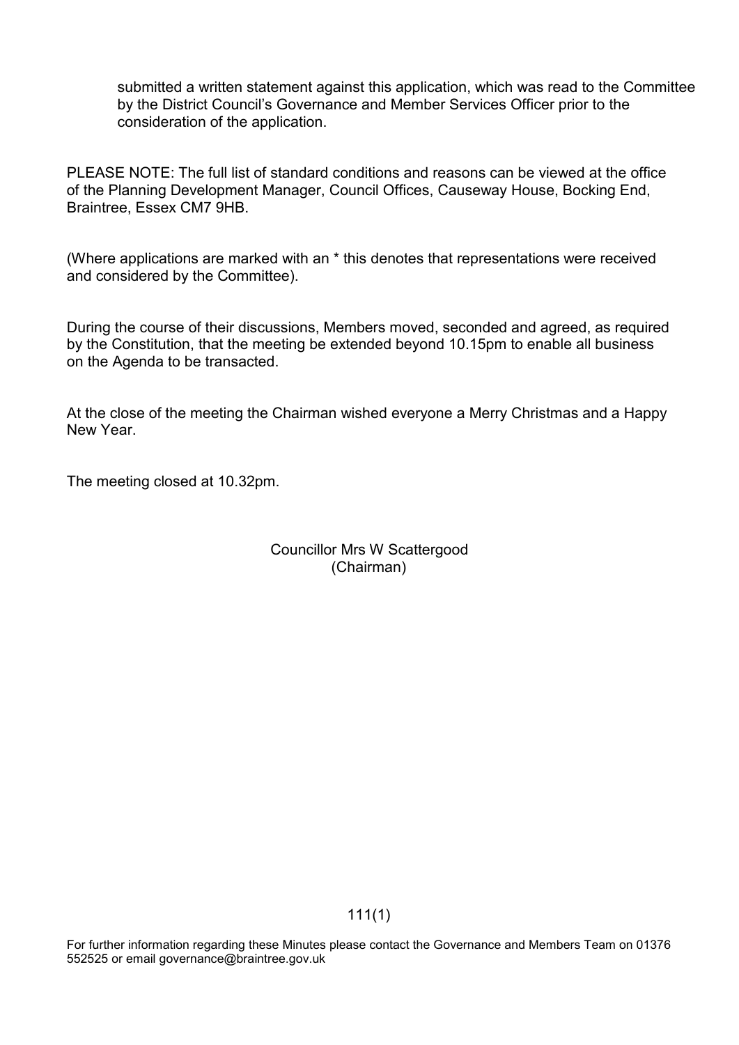submitted a written statement against this application, which was read to the Committee by the District Council's Governance and Member Services Officer prior to the consideration of the application.

PLEASE NOTE: The full list of standard conditions and reasons can be viewed at the office of the Planning Development Manager, Council Offices, Causeway House, Bocking End, Braintree, Essex CM7 9HB.

(Where applications are marked with an * this denotes that representations were received and considered by the Committee).

During the course of their discussions, Members moved, seconded and agreed, as required by the Constitution, that the meeting be extended beyond 10.15pm to enable all business on the Agenda to be transacted.

At the close of the meeting the Chairman wished everyone a Merry Christmas and a Happy New Year.

The meeting closed at 10.32pm.

Councillor Mrs W Scattergood
(Chairman)

111(1)

For further information regarding these Minutes please contact the Governance and Members Team on 01376 552525 or email governance@braintree.gov.uk